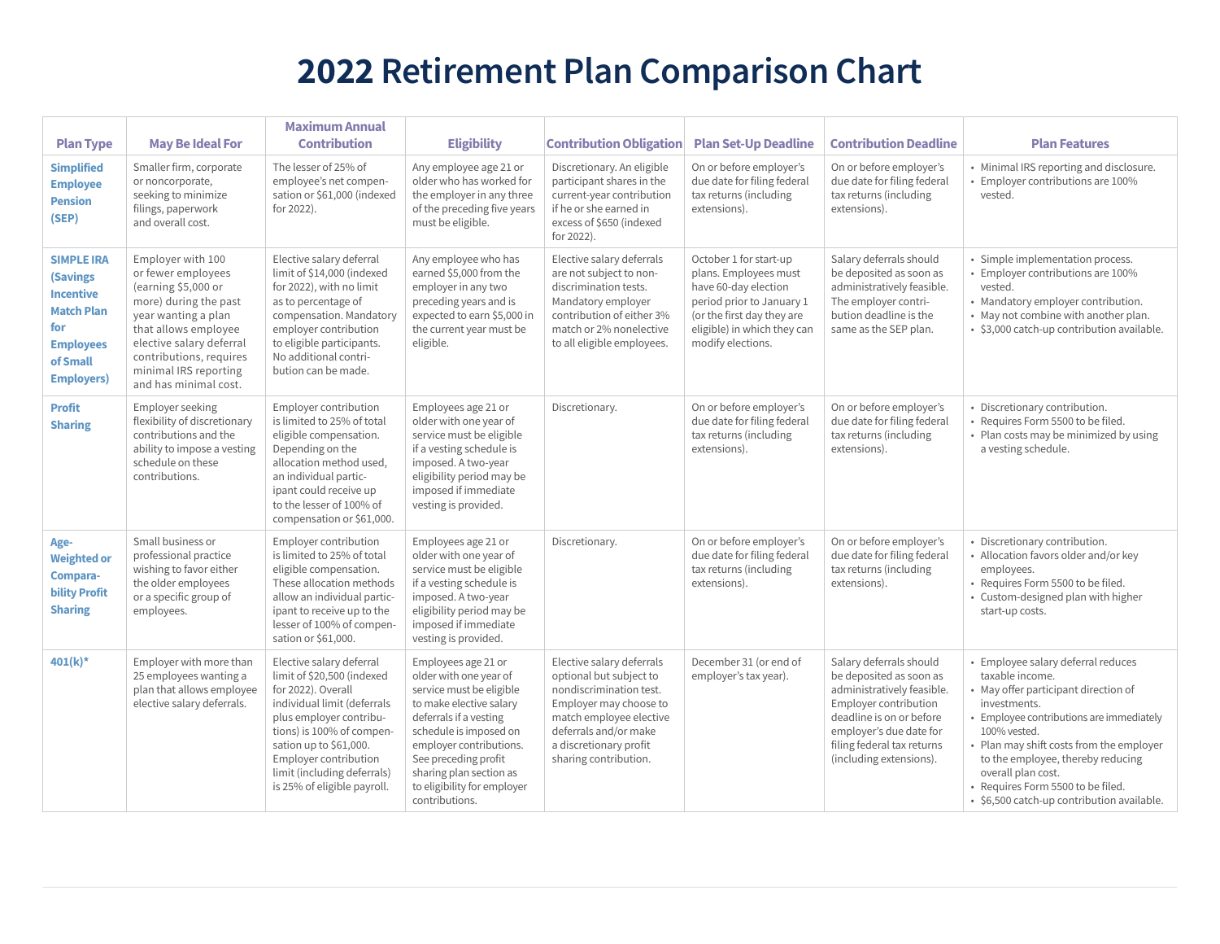# 2022 Retirement Plan Comparison Chart

| Plan Type | May Be Ideal For | Maximum Annual Contribution | Eligibility | Contribution Obligation | Plan Set-Up Deadline | Contribution Deadline | Plan Features |
|---|---|---|---|---|---|---|---|
| **Simplified Employee Pension (SEP)** | Smaller firm, corporate or noncorporate, seeking to minimize filings, paperwork and overall cost. | The lesser of 25% of employee's net compensation or $61,000 (indexed for 2022). | Any employee age 21 or older who has worked for the employer in any three of the preceding five years must be eligible. | Discretionary. An eligible participant shares in the current-year contribution if he or she earned in excess of $650 (indexed for 2022). | On or before employer's due date for filing federal tax returns (including extensions). | On or before employer's due date for filing federal tax returns (including extensions). | • Minimal IRS reporting and disclosure.<br>• Employer contributions are 100% vested. |
| **SIMPLE IRA (Savings Incentive Match Plan for Employees of Small Employers)** | Employer with 100 or fewer employees (earning $5,000 or more) during the past year wanting a plan that allows employee elective salary deferral contributions, requires minimal IRS reporting and has minimal cost. | Elective salary deferral limit of $14,000 (indexed for 2022), with no limit as to percentage of compensation. Mandatory employer contribution to eligible participants. No additional contribution can be made. | Any employee who has earned $5,000 from the employer in any two preceding years and is expected to earn $5,000 in the current year must be eligible. | Elective salary deferrals are not subject to nondiscrimination tests. Mandatory employer contribution of either 3% match or 2% nonelective to all eligible employees. | October 1 for start-up plans. Employees must have 60-day election period prior to January 1 (or the first day they are eligible) in which they can modify elections. | Salary deferrals should be deposited as soon as administratively feasible. The employer contribution deadline is the same as the SEP plan. | • Simple implementation process.<br>• Employer contributions are 100% vested.<br>• Mandatory employer contribution.<br>• May not combine with another plan.<br>• $3,000 catch-up contribution available. |
| **Profit Sharing** | Employer seeking flexibility of discretionary contributions and the ability to impose a vesting schedule on these contributions. | Employer contribution is limited to 25% of total eligible compensation. Depending on the allocation method used, an individual participant could receive up to the lesser of 100% of compensation or $61,000. | Employees age 21 or older with one year of service must be eligible if a vesting schedule is imposed. A two-year eligibility period may be imposed if immediate vesting is provided. | Discretionary. | On or before employer's due date for filing federal tax returns (including extensions). | On or before employer's due date for filing federal tax returns (including extensions). | • Discretionary contribution.<br>• Requires Form 5500 to be filed.<br>• Plan costs may be minimized by using a vesting schedule. |
| **Age-Weighted or Comparability Profit Sharing** | Small business or professional practice wishing to favor either the older employees or a specific group of employees. | Employer contribution is limited to 25% of total eligible compensation. These allocation methods allow an individual participant to receive up to the lesser of 100% of compensation or $61,000. | Employees age 21 or older with one year of service must be eligible if a vesting schedule is imposed. A two-year eligibility period may be imposed if immediate vesting is provided. | Discretionary. | On or before employer's due date for filing federal tax returns (including extensions). | On or before employer's due date for filing federal tax returns (including extensions). | • Discretionary contribution.<br>• Allocation favors older and/or key employees.<br>• Requires Form 5500 to be filed.<br>• Custom-designed plan with higher start-up costs. |
| **401(k)*** | Employer with more than 25 employees wanting a plan that allows employee elective salary deferrals. | Elective salary deferral limit of $20,500 (indexed for 2022). Overall individual limit (deferrals plus employer contributions) is 100% of compensation up to $61,000. Employer contribution limit (including deferrals) is 25% of eligible payroll. | Employees age 21 or older with one year of service must be eligible to make elective salary deferrals if a vesting schedule is imposed on employer contributions. See preceding profit sharing plan section as to eligibility for employer contributions. | Elective salary deferrals optional but subject to nondiscrimination test. Employer may choose to match employee elective deferrals and/or make a discretionary profit sharing contribution. | December 31 (or end of employer's tax year). | Salary deferrals should be deposited as soon as administratively feasible. Employer contribution deadline is on or before employer's due date for filing federal tax returns (including extensions). | • Employee salary deferral reduces taxable income.<br>• May offer participant direction of investments.<br>• Employee contributions are immediately 100% vested.<br>• Plan may shift costs from the employer to the employee, thereby reducing overall plan cost.<br>• Requires Form 5500 to be filed.<br>• $6,500 catch-up contribution available. |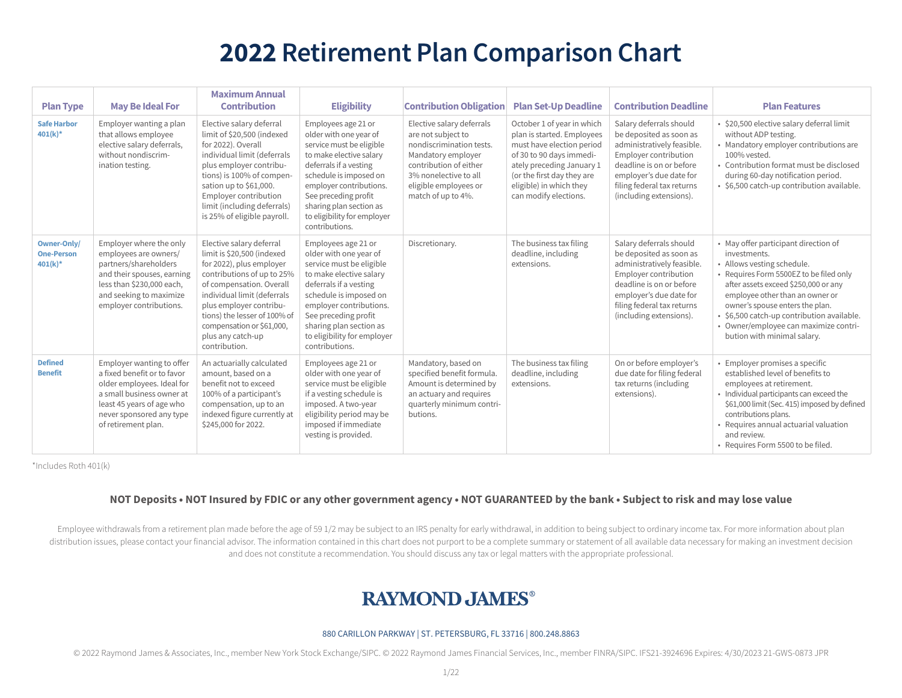# 2022 Retirement Plan Comparison Chart

| Plan Type | May Be Ideal For | Maximum Annual Contribution | Eligibility | Contribution Obligation | Plan Set-Up Deadline | Contribution Deadline | Plan Features |
|---|---|---|---|---|---|---|---|
| **Safe Harbor 401(k)*** | Employer wanting a plan that allows employee elective salary deferrals, without nondiscrimination testing. | Elective salary deferral limit of $20,500 (indexed for 2022). Overall individual limit (deferrals plus employer contributions) is 100% of compensation up to $61,000. Employer contribution limit (including deferrals) is 25% of eligible payroll. | Employees age 21 or older with one year of service must be eligible to make elective salary deferrals if a vesting schedule is imposed on employer contributions. See preceding profit sharing plan section as to eligibility for employer contributions. | Elective salary deferrals are not subject to nondiscrimination tests. Mandatory employer contribution of either 3% nonelective to all eligible employees or match of up to 4%. | October 1 of year in which plan is started. Employees must have election period of 30 to 90 days immediately preceding January 1 (or the first day they are eligible) in which they can modify elections. | Salary deferrals should be deposited as soon as administratively feasible. Employer contribution deadline is on or before employer's due date for filing federal tax returns (including extensions). | • $20,500 elective salary deferral limit without ADP testing. • Mandatory employer contributions are 100% vested. • Contribution format must be disclosed during 60-day notification period. • $6,500 catch-up contribution available. |
| **Owner-Only/ One-Person 401(k)*** | Employer where the only employees are owners/ partners/shareholders and their spouses, earning less than $230,000 each, and seeking to maximize employer contributions. | Elective salary deferral limit is $20,500 (indexed for 2022), plus employer contributions of up to 25% of compensation. Overall individual limit (deferrals plus employer contributions) the lesser of 100% of compensation or $61,000, plus any catch-up contribution. | Employees age 21 or older with one year of service must be eligible to make elective salary deferrals if a vesting schedule is imposed on employer contributions. See preceding profit sharing plan section as to eligibility for employer contributions. | Discretionary. | The business tax filing deadline, including extensions. | Salary deferrals should be deposited as soon as administratively feasible. Employer contribution deadline is on or before employer's due date for filing federal tax returns (including extensions). | • May offer participant direction of investments. • Allows vesting schedule. • Requires Form 5500EZ to be filed only after assets exceed $250,000 or any employee other than an owner or owner's spouse enters the plan. • $6,500 catch-up contribution available. • Owner/employee can maximize contribution with minimal salary. |
| **Defined Benefit** | Employer wanting to offer a fixed benefit or to favor older employees. Ideal for a small business owner at least 45 years of age who never sponsored any type of retirement plan. | An actuarially calculated amount, based on a benefit not to exceed 100% of a participant's compensation, up to an indexed figure currently at $245,000 for 2022. | Employees age 21 or older with one year of service must be eligible if a vesting schedule is imposed. A two-year eligibility period may be imposed if immediate vesting is provided. | Mandatory, based on specified benefit formula. Amount is determined by an actuary and requires quarterly minimum contributions. | The business tax filing deadline, including extensions. | On or before employer's due date for filing federal tax returns (including extensions). | • Employer promises a specific established level of benefits to employees at retirement. • Individual participants can exceed the $61,000 limit (Sec. 415) imposed by defined contributions plans. • Requires annual actuarial valuation and review. • Requires Form 5500 to be filed. |

*Includes Roth 401(k)

**NOT Deposits • NOT Insured by FDIC or any other government agency • NOT GUARANTEED by the bank • Subject to risk and may lose value**

Employee withdrawals from a retirement plan made before the age of 59 1/2 may be subject to an IRS penalty for early withdrawal, in addition to being subject to ordinary income tax. For more information about plan distribution issues, please contact your financial advisor. The information contained in this chart does not purport to be a complete summary or statement of all available data necessary for making an investment decision and does not constitute a recommendation. You should discuss any tax or legal matters with the appropriate professional.

**RAYMOND JAMES®**

880 CARILLON PARKWAY | ST. PETERSBURG, FL 33716 | 800.248.8863

© 2022 Raymond James & Associates, Inc., member New York Stock Exchange/SIPC. © 2022 Raymond James Financial Services, Inc., member FINRA/SIPC. IFS21-3924696 Expires: 4/30/2023 21-GWS-0873 JPR

1/22